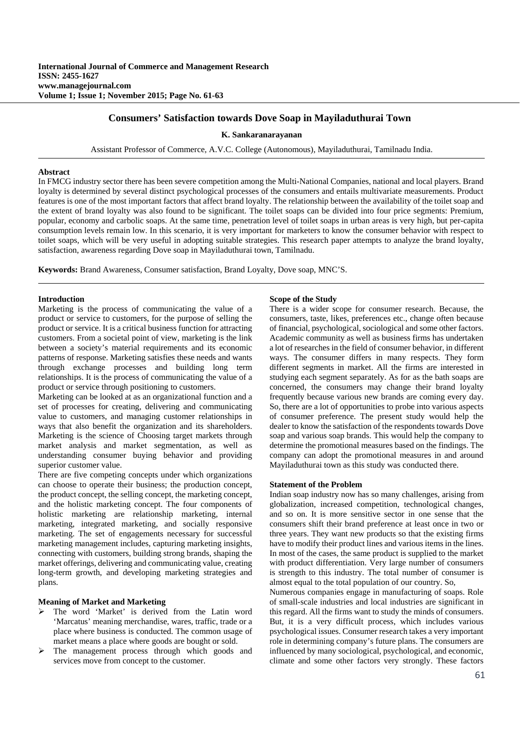# Consumers' Satisfaction towards Dove Soap in Mayiladuthurai Town

**K. Sankaranarayanan**

Assistant Professor of Commerce, A.V.C. College (Autonomous), Mayiladuthurai, Tamilnadu India.

## Abstract

In FMCG industry sector there has been severe competition among the Multi-National Companies, national and local players. Brand loyalty is determined by several distinct psychological processes of the consumers and entails multivariate measurements. Product features is one of the most important factors that affect brand loyalty. The relationship between the availability of the toilet soap and the extent of brand loyalty was also found to be significant. The toilet soaps can be divided into four price segments: Premium, popular, economy and carbolic soaps. At the same time, penetration level of toilet soaps in urban areas is very high, but per-capita consumption levels remain low. In this scenario, it is very important for marketers to know the consumer behavior with respect to toilet soaps, which will be very useful in adopting suitable strategies. This research paper attempts to analyze the brand loyalty, satisfaction, awareness regarding Dove soap in Mayiladuthurai town, Tamilnadu.

**Keywords:** Brand Awareness, Consumer satisfaction, Brand Loyalty, Dove soap, MNC'S.

## Introduction

Marketing is the process of communicating the value of a product or service to customers, for the purpose of selling the product or service. It is a critical business function for attracting customers. From a societal point of view, marketing is the link between a society's material requirements and its economic patterns of response. Marketing satisfies these needs and wants through exchange processes and building long term relationships. It is the process of communicating the value of a product or service through positioning to customers.

Marketing can be looked at as an organizational function and a set of processes for creating, delivering and communicating value to customers, and managing customer relationships in ways that also benefit the organization and its shareholders. Marketing is the science of Choosing target markets through market analysis and market segmentation, as well as understanding consumer buying behavior and providing superior customer value.

There are five competing concepts under which organizations can choose to operate their business; the production concept, the product concept, the selling concept, the marketing concept, and the holistic marketing concept. The four components of holistic marketing are relationship marketing, internal marketing, integrated marketing, and socially responsive marketing. The set of engagements necessary for successful marketing management includes, capturing marketing insights, connecting with customers, building strong brands, shaping the market offerings, delivering and communicating value, creating long-term growth, and developing marketing strategies and plans.

### Meaning of Market and Marketing

- The word 'Market' is derived from the Latin word 'Marcatus' meaning merchandise, wares, traffic, trade or a place where business is conducted. The common usage of market means a place where goods are bought or sold.
- The management process through which goods and services move from concept to the customer.

## Scope of the Study

There is a wider scope for consumer research. Because, the consumers, taste, likes, preferences etc., change often because of financial, psychological, sociological and some other factors. Academic community as well as business firms has undertaken a lot of researches in the field of consumer behavior, in different ways. The consumer differs in many respects. They form different segments in market. All the firms are interested in studying each segment separately. As for as the bath soaps are concerned, the consumers may change their brand loyalty frequently because various new brands are coming every day. So, there are a lot of opportunities to probe into various aspects of consumer preference. The present study would help the dealer to know the satisfaction of the respondents towards Dove soap and various soap brands. This would help the company to determine the promotional measures based on the findings. The company can adopt the promotional measures in and around Mayiladuthurai town as this study was conducted there.

## Statement of the Problem

Indian soap industry now has so many challenges, arising from globalization, increased competition, technological changes, and so on. It is more sensitive sector in one sense that the consumers shift their brand preference at least once in two or three years. They want new products so that the existing firms have to modify their product lines and various items in the lines. In most of the cases, the same product is supplied to the market with product differentiation. Very large number of consumers is strength to this industry. The total number of consumer is almost equal to the total population of our country. So,

Numerous companies engage in manufacturing of soaps. Role of small-scale industries and local industries are significant in this regard. All the firms want to study the minds of consumers. But, it is a very difficult process, which includes various psychological issues. Consumer research takes a very important role in determining company's future plans. The consumers are influenced by many sociological, psychological, and economic, climate and some other factors very strongly. These factors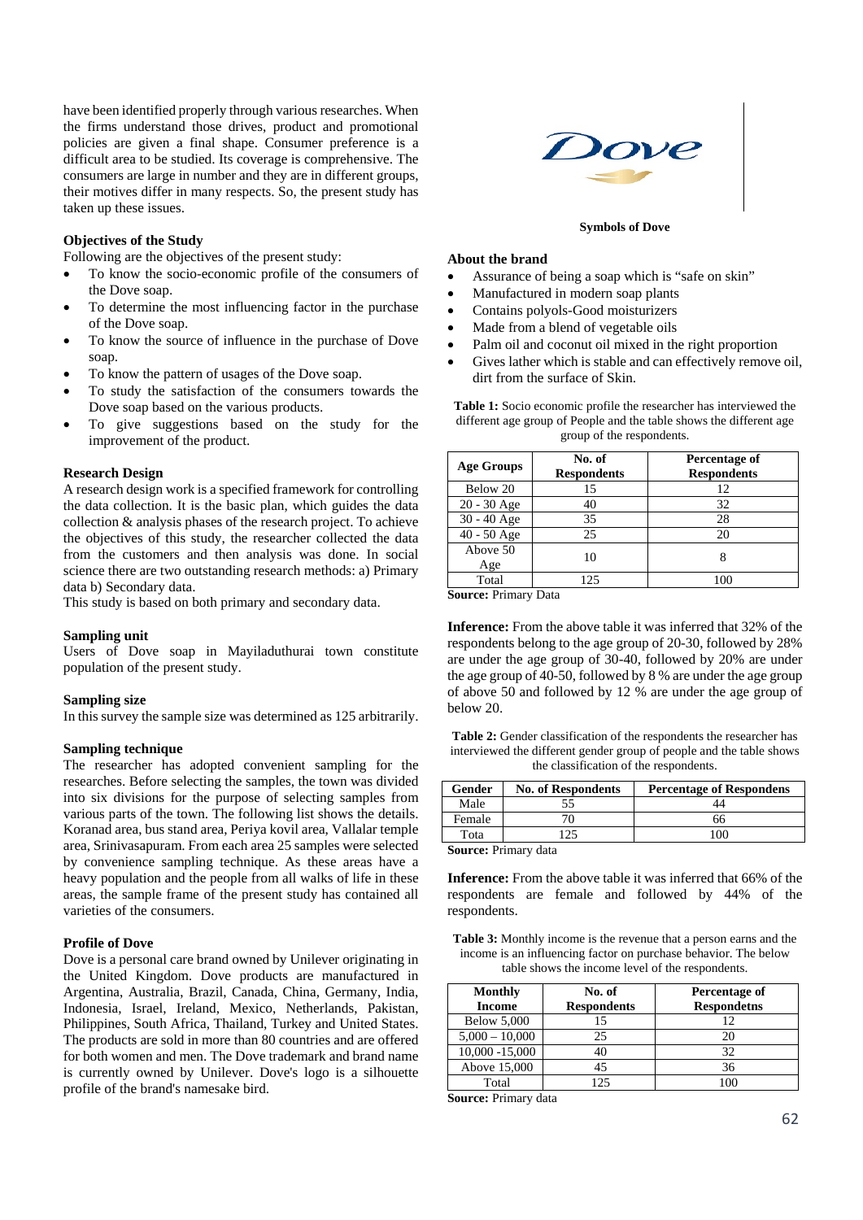have been identified properly through various researches. When the firms understand those drives, product and promotional policies are given a final shape. Consumer preference is a difficult area to be studied. Its coverage is comprehensive. The consumers are large in number and they are in different groups, their motives differ in many respects. So, the present study has taken up these issues.

### Objectives of the Study

Following are the objectives of the present study:

- To know the socio-economic profile of the consumers of the Dove soap.
- To determine the most influencing factor in the purchase of the Dove soap.
- To know the source of influence in the purchase of Dove soap.
- To know the pattern of usages of the Dove soap.
- To study the satisfaction of the consumers towards the Dove soap based on the various products.
- To give suggestions based on the study for the improvement of the product.

### Research Design

A research design work is a specified framework for controlling the data collection. It is the basic plan, which guides the data collection & analysis phases of the research project. To achieve the objectives of this study, the researcher collected the data from the customers and then analysis was done. In social science there are two outstanding research methods: a) Primary data b) Secondary data.

This study is based on both primary and secondary data.

### Sampling unit

Users of Dove soap in Mayiladuthurai town constitute population of the present study.

### Sampling size

In this survey the sample size was determined as 125 arbitrarily.

### Sampling technique

The researcher has adopted convenient sampling for the researches. Before selecting the samples, the town was divided into six divisions for the purpose of selecting samples from various parts of the town. The following list shows the details. Koranad area, bus stand area, Periya kovil area, Vallalar temple area, Srinivasapuram. From each area 25 samples were selected by convenience sampling technique. As these areas have a heavy population and the people from all walks of life in these areas, the sample frame of the present study has contained all varieties of the consumers.

### Profile of Dove

Dove is a personal care brand owned by Unilever originating in the United Kingdom. Dove products are manufactured in Argentina, Australia, Brazil, Canada, China, Germany, India, Indonesia, Israel, Ireland, Mexico, Netherlands, Pakistan, Philippines, South Africa, Thailand, Turkey and United States. The products are sold in more than 80 countries and are offered for both women and men. The Dove trademark and brand name is currently owned by Unilever. Dove's logo is a silhouette profile of the brand's namesake bird.

**Symbols of Dove**

### About the brand

- Assurance of being a soap which is "safe on skin"
- Manufactured in modern soap plants
- Contains polyols-Good moisturizers
- Made from a blend of vegetable oils
- Palm oil and coconut oil mixed in the right proportion
- Gives lather which is stable and can effectively remove oil, dirt from the surface of Skin.

**Table 1:** Socio economic profile the researcher has interviewed the different age group of People and the table shows the different age group of the respondents.

| Age Groups | No. of Respondents | Percentage of Respondents |
|---|---|---|
| Below 20 | 15 | 12 |
| 20 - 30 Age | 40 | 32 |
| 30 - 40 Age | 35 | 28 |
| 40 - 50 Age | 25 | 20 |
| Above 50 Age | 10 | 8 |
| Total | 125 | 100 |

**Source:** Primary Data

**Inference:** From the above table it was inferred that 32% of the respondents belong to the age group of 20-30, followed by 28% are under the age group of 30-40, followed by 20% are under the age group of 40-50, followed by 8 % are under the age group of above 50 and followed by 12 % are under the age group of below 20.

**Table 2:** Gender classification of the respondents the researcher has interviewed the different gender group of people and the table shows the classification of the respondents.

| Gender | No. of Respondents | Percentage of Respondens |
|---|---|---|
| Male | 55 | 44 |
| Female | 70 | 66 |
| Tota | 125 | 100 |

**Source:** Primary data

**Inference:** From the above table it was inferred that 66% of the respondents are female and followed by 44% of the respondents.

**Table 3:** Monthly income is the revenue that a person earns and the income is an influencing factor on purchase behavior. The below table shows the income level of the respondents.

| Monthly Income | No. of Respondents | Percentage of Respondetns |
|---|---|---|
| Below 5,000 | 15 | 12 |
| 5,000 – 10,000 | 25 | 20 |
| 10,000 -15,000 | 40 | 32 |
| Above 15,000 | 45 | 36 |
| Total | 125 | 100 |

**Source:** Primary data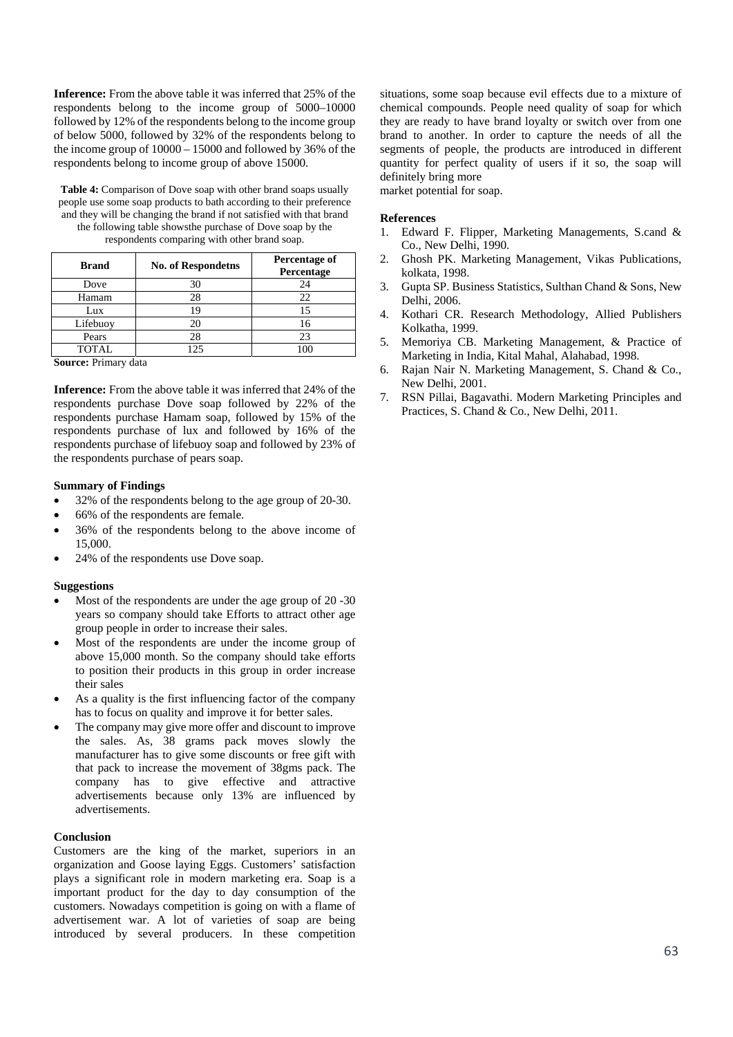**Inference:** From the above table it was inferred that 25% of the respondents belong to the income group of 5000–10000 followed by 12% of the respondents belong to the income group of below 5000, followed by 32% of the respondents belong to the income group of 10000 – 15000 and followed by 36% of the respondents belong to income group of above 15000.

**Table 4:** Comparison of Dove soap with other brand soaps usually people use some soap products to bath according to their preference and they will be changing the brand if not satisfied with that brand the following table showsthe purchase of Dove soap by the respondents comparing with other brand soap.

| Brand | No. of Respondetns | Percentage of Percentage |
|---|---|---|
| Dove | 30 | 24 |
| Hamam | 28 | 22 |
| Lux | 19 | 15 |
| Lifebuoy | 20 | 16 |
| Pears | 28 | 23 |
| TOTAL | 125 | 100 |

**Source:** Primary data

**Inference:** From the above table it was inferred that 24% of the respondents purchase Dove soap followed by 22% of the respondents purchase Hamam soap, followed by 15% of the respondents purchase of lux and followed by 16% of the respondents purchase of lifebuoy soap and followed by 23% of the respondents purchase of pears soap.

### Summary of Findings

- 32% of the respondents belong to the age group of 20-30.
- 66% of the respondents are female.
- 36% of the respondents belong to the above income of 15,000.
- 24% of the respondents use Dove soap.

### Suggestions

- Most of the respondents are under the age group of 20 -30 years so company should take Efforts to attract other age group people in order to increase their sales.
- Most of the respondents are under the income group of above 15,000 month. So the company should take efforts to position their products in this group in order increase their sales
- As a quality is the first influencing factor of the company has to focus on quality and improve it for better sales.
- The company may give more offer and discount to improve the sales. As, 38 grams pack moves slowly the manufacturer has to give some discounts or free gift with that pack to increase the movement of 38gms pack. The company has to give effective and attractive advertisements because only 13% are influenced by advertisements.

### Conclusion

Customers are the king of the market, superiors in an organization and Goose laying Eggs. Customers' satisfaction plays a significant role in modern marketing era. Soap is a important product for the day to day consumption of the customers. Nowadays competition is going on with a flame of advertisement war. A lot of varieties of soap are being introduced by several producers. In these competition situations, some soap because evil effects due to a mixture of chemical compounds. People need quality of soap for which they are ready to have brand loyalty or switch over from one brand to another. In order to capture the needs of all the segments of people, the products are introduced in different quantity for perfect quality of users if it so, the soap will definitely bring more market potential for soap.

### References

1. Edward F. Flipper, Marketing Managements, S.cand & Co., New Delhi, 1990.
2. Ghosh PK. Marketing Management, Vikas Publications, kolkata, 1998.
3. Gupta SP. Business Statistics, Sulthan Chand & Sons, New Delhi, 2006.
4. Kothari CR. Research Methodology, Allied Publishers Kolkatha, 1999.
5. Memoriya CB. Marketing Management, & Practice of Marketing in India, Kital Mahal, Alahabad, 1998.
6. Rajan Nair N. Marketing Management, S. Chand & Co., New Delhi, 2001.
7. RSN Pillai, Bagavathi. Modern Marketing Principles and Practices, S. Chand & Co., New Delhi, 2011.